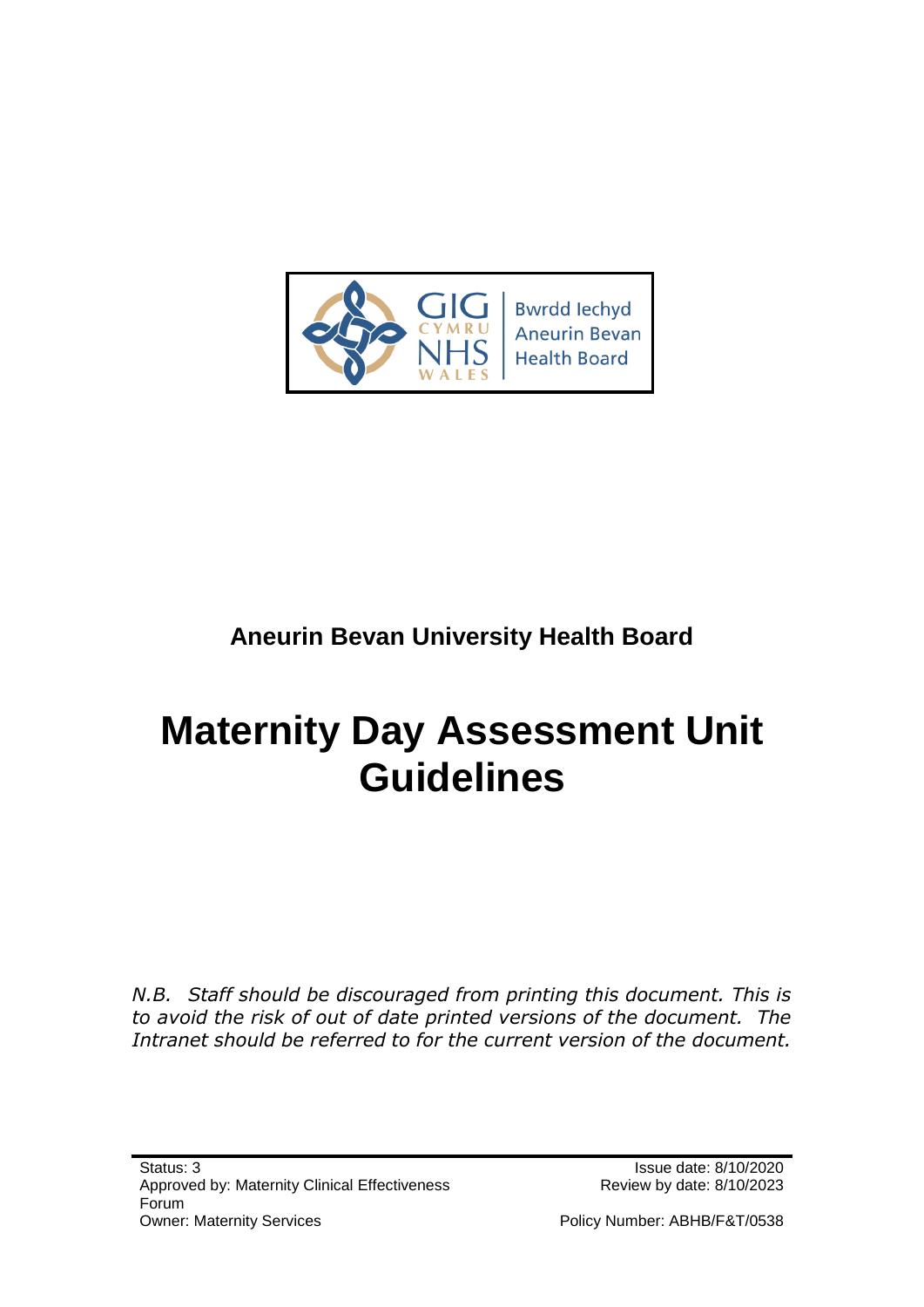Bwrdd Iechyd Aneurin Bevan Health Board

**Aneurin Bevan University Health Board**

# Maternity Day Assessment Unit Guidelines

*N.B. Staff should be discouraged from printing this document. This is to avoid the risk of out of date printed versions of the document. The Intranet should be referred to for the current version of the document.*

Status: 3
Approved by: Maternity Clinical Effectiveness Forum
Owner: Maternity Services

Issue date: 8/10/2020
Review by date: 8/10/2023

Policy Number: ABHB/F&T/0538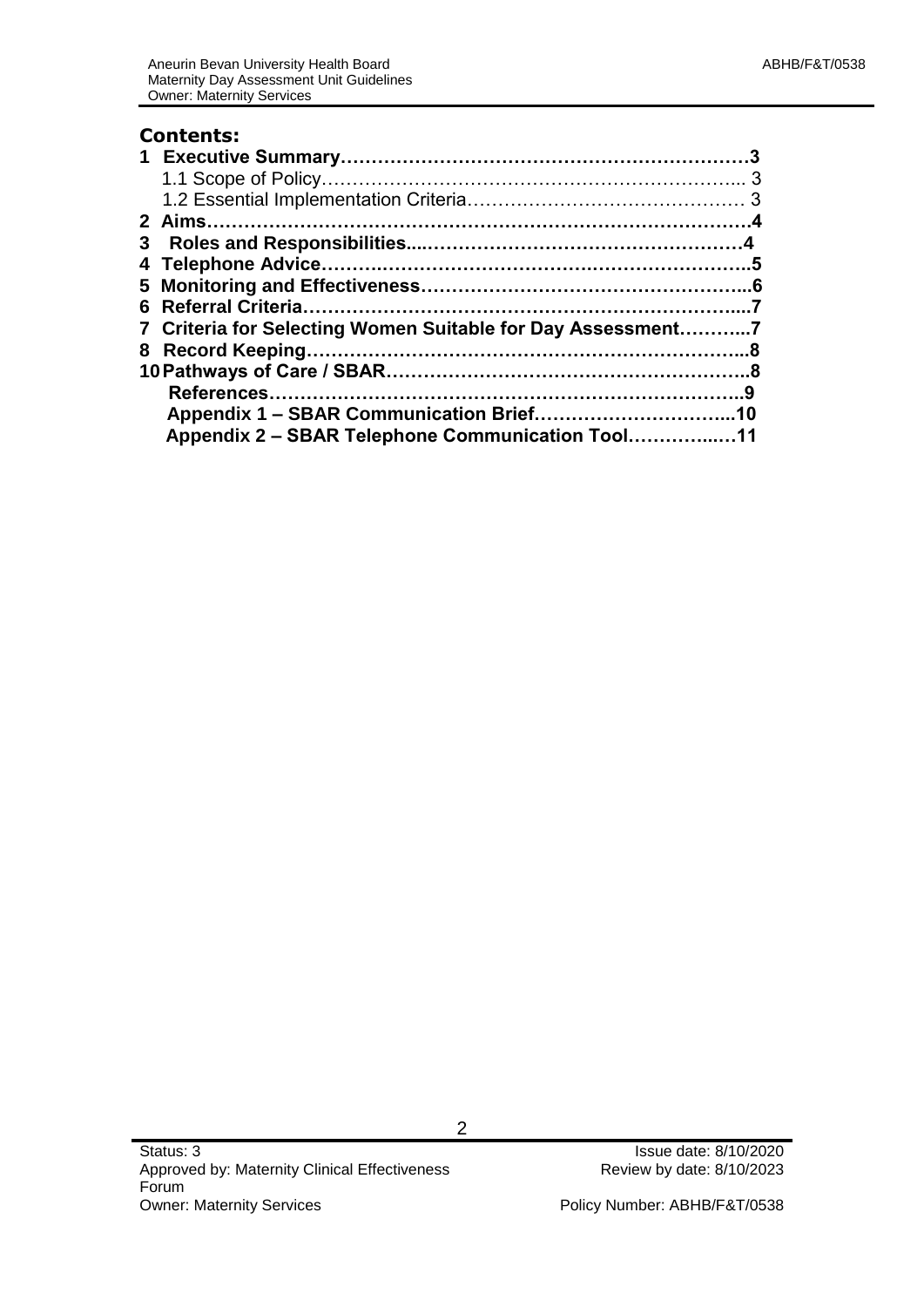## Contents:

**1 Executive Summary……………………………………………………………3**

1.1 Scope of Policy……………………………………………………….. 3

1.2 Essential Implementation Criteria……………………………………… 3

**2 Aims……………………………………………………………………………4**

**3 Roles and Responsibilities....…………………………………………………4**

**4 Telephone Advice……….…………………………….…………………….5**

**5 Monitoring and Effectiveness………………………………………………...6**

**6 Referral Criteria……………………………………………………………....7**

**7 Criteria for Selecting Women Suitable for Day Assessment………...7**

**8 Record Keeping…………………………………………………………...8**

**10 Pathways of Care / SBAR………………………………………………..8**

**References……………………………………………………………….9**

**Appendix 1 – SBAR Communication Brief…………………………...10**

**Appendix 2 – SBAR Telephone Communication Tool…………..…11**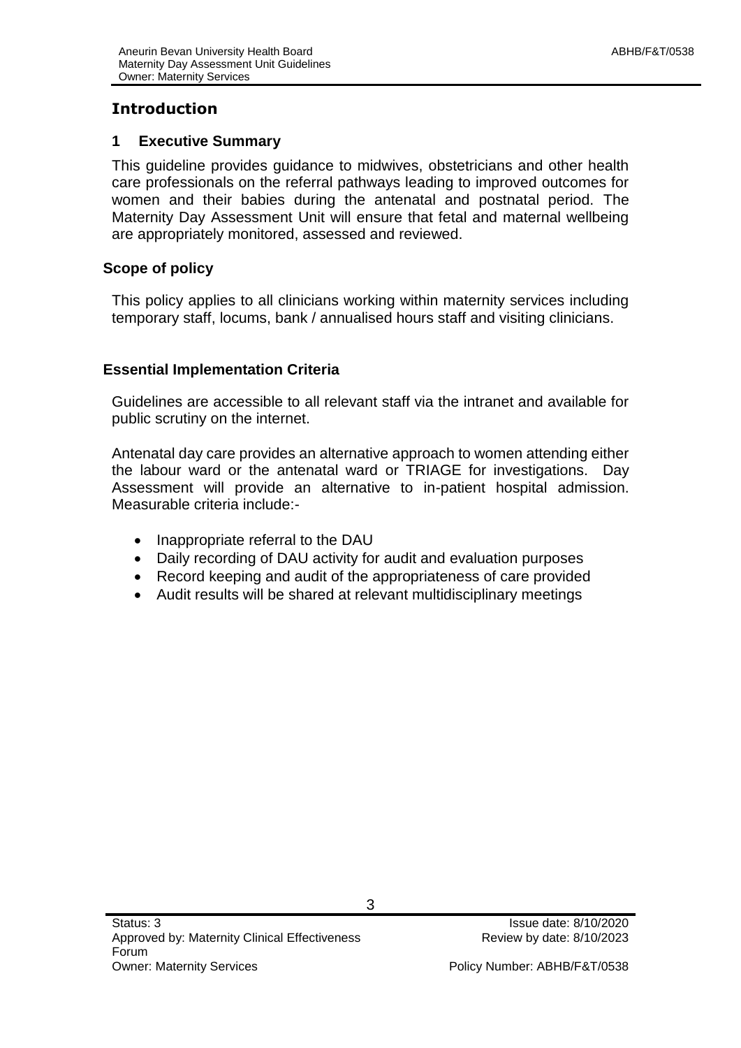## Introduction

### 1 Executive Summary

This guideline provides guidance to midwives, obstetricians and other health care professionals on the referral pathways leading to improved outcomes for women and their babies during the antenatal and postnatal period. The Maternity Day Assessment Unit will ensure that fetal and maternal wellbeing are appropriately monitored, assessed and reviewed.

### Scope of policy

This policy applies to all clinicians working within maternity services including temporary staff, locums, bank / annualised hours staff and visiting clinicians.

### Essential Implementation Criteria

Guidelines are accessible to all relevant staff via the intranet and available for public scrutiny on the internet.

Antenatal day care provides an alternative approach to women attending either the labour ward or the antenatal ward or TRIAGE for investigations. Day Assessment will provide an alternative to in-patient hospital admission. Measurable criteria include:-

- Inappropriate referral to the DAU
- Daily recording of DAU activity for audit and evaluation purposes
- Record keeping and audit of the appropriateness of care provided
- Audit results will be shared at relevant multidisciplinary meetings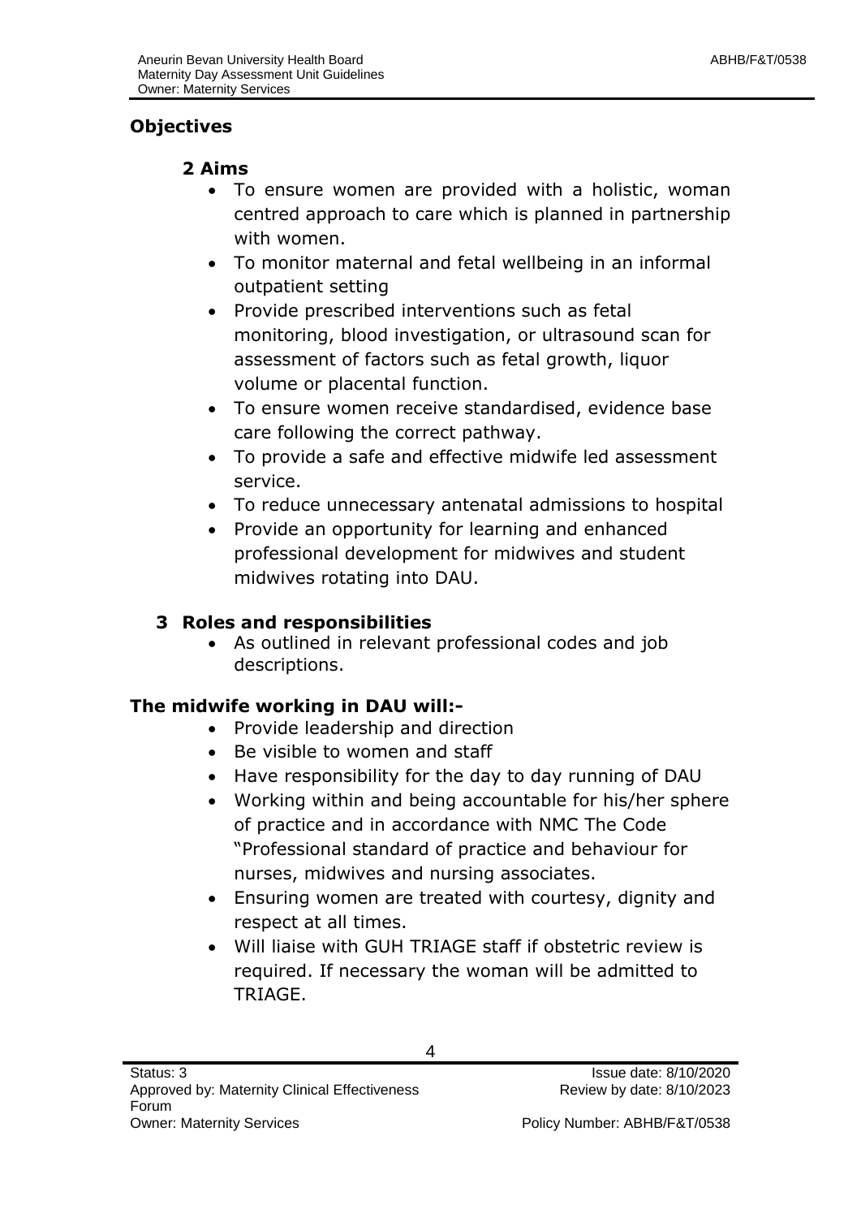## Objectives

### 2 Aims

- To ensure women are provided with a holistic, woman centred approach to care which is planned in partnership with women.
- To monitor maternal and fetal wellbeing in an informal outpatient setting
- Provide prescribed interventions such as fetal monitoring, blood investigation, or ultrasound scan for assessment of factors such as fetal growth, liquor volume or placental function.
- To ensure women receive standardised, evidence base care following the correct pathway.
- To provide a safe and effective midwife led assessment service.
- To reduce unnecessary antenatal admissions to hospital
- Provide an opportunity for learning and enhanced professional development for midwives and student midwives rotating into DAU.

### 3 Roles and responsibilities

- As outlined in relevant professional codes and job descriptions.

**The midwife working in DAU will:-**

- Provide leadership and direction
- Be visible to women and staff
- Have responsibility for the day to day running of DAU
- Working within and being accountable for his/her sphere of practice and in accordance with NMC The Code "Professional standard of practice and behaviour for nurses, midwives and nursing associates.
- Ensuring women are treated with courtesy, dignity and respect at all times.
- Will liaise with GUH TRIAGE staff if obstetric review is required. If necessary the woman will be admitted to TRIAGE.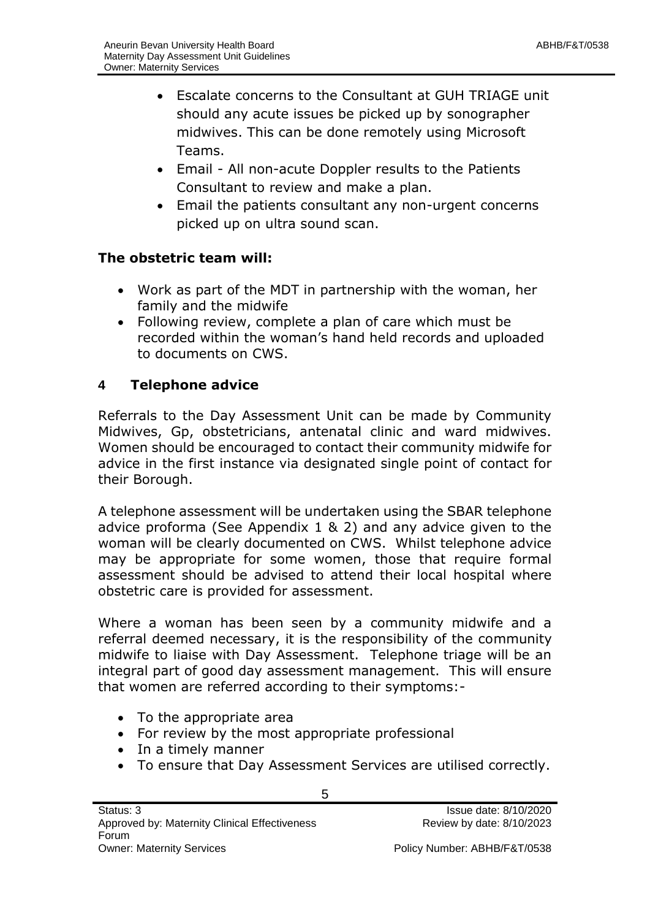- Escalate concerns to the Consultant at GUH TRIAGE unit should any acute issues be picked up by sonographer midwives. This can be done remotely using Microsoft Teams.
- Email - All non-acute Doppler results to the Patients Consultant to review and make a plan.
- Email the patients consultant any non-urgent concerns picked up on ultra sound scan.

**The obstetric team will:**

- Work as part of the MDT in partnership with the woman, her family and the midwife
- Following review, complete a plan of care which must be recorded within the woman's hand held records and uploaded to documents on CWS.

## 4 Telephone advice

Referrals to the Day Assessment Unit can be made by Community Midwives, Gp, obstetricians, antenatal clinic and ward midwives. Women should be encouraged to contact their community midwife for advice in the first instance via designated single point of contact for their Borough.

A telephone assessment will be undertaken using the SBAR telephone advice proforma (See Appendix 1 & 2) and any advice given to the woman will be clearly documented on CWS. Whilst telephone advice may be appropriate for some women, those that require formal assessment should be advised to attend their local hospital where obstetric care is provided for assessment.

Where a woman has been seen by a community midwife and a referral deemed necessary, it is the responsibility of the community midwife to liaise with Day Assessment. Telephone triage will be an integral part of good day assessment management. This will ensure that women are referred according to their symptoms:-

- To the appropriate area
- For review by the most appropriate professional
- In a timely manner
- To ensure that Day Assessment Services are utilised correctly.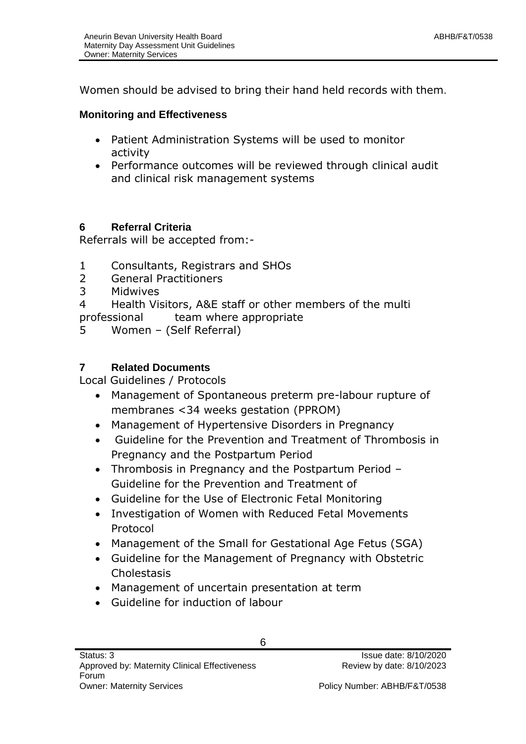Women should be advised to bring their hand held records with them.

**Monitoring and Effectiveness**

- Patient Administration Systems will be used to monitor activity
- Performance outcomes will be reviewed through clinical audit and clinical risk management systems

## 6 Referral Criteria

Referrals will be accepted from:-

1. Consultants, Registrars and SHOs
2. General Practitioners
3. Midwives
4. Health Visitors, A&E staff or other members of the multi professional team where appropriate
5. Women – (Self Referral)

## 7 Related Documents

Local Guidelines / Protocols

- Management of Spontaneous preterm pre-labour rupture of membranes <34 weeks gestation (PPROM)
- Management of Hypertensive Disorders in Pregnancy
- Guideline for the Prevention and Treatment of Thrombosis in Pregnancy and the Postpartum Period
- Thrombosis in Pregnancy and the Postpartum Period – Guideline for the Prevention and Treatment of
- Guideline for the Use of Electronic Fetal Monitoring
- Investigation of Women with Reduced Fetal Movements Protocol
- Management of the Small for Gestational Age Fetus (SGA)
- Guideline for the Management of Pregnancy with Obstetric Cholestasis
- Management of uncertain presentation at term
- Guideline for induction of labour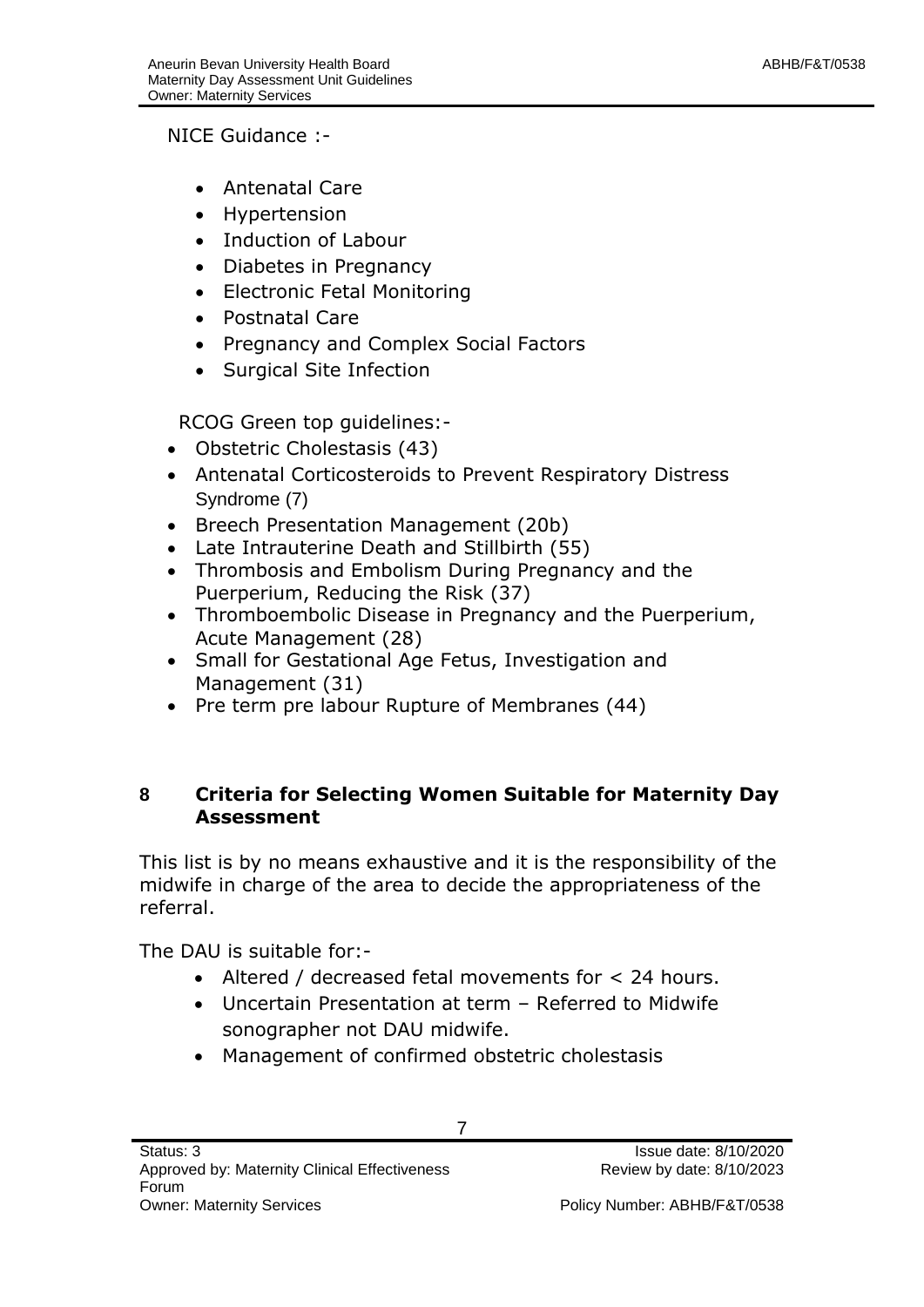NICE Guidance :-

- Antenatal Care
- Hypertension
- Induction of Labour
- Diabetes in Pregnancy
- Electronic Fetal Monitoring
- Postnatal Care
- Pregnancy and Complex Social Factors
- Surgical Site Infection

RCOG Green top guidelines:-

- Obstetric Cholestasis (43)
- Antenatal Corticosteroids to Prevent Respiratory Distress Syndrome (7)
- Breech Presentation Management (20b)
- Late Intrauterine Death and Stillbirth (55)
- Thrombosis and Embolism During Pregnancy and the Puerperium, Reducing the Risk (37)
- Thromboembolic Disease in Pregnancy and the Puerperium, Acute Management (28)
- Small for Gestational Age Fetus, Investigation and Management (31)
- Pre term pre labour Rupture of Membranes (44)

## 8 Criteria for Selecting Women Suitable for Maternity Day Assessment

This list is by no means exhaustive and it is the responsibility of the midwife in charge of the area to decide the appropriateness of the referral.

The DAU is suitable for:-

- Altered / decreased fetal movements for < 24 hours.
- Uncertain Presentation at term – Referred to Midwife sonographer not DAU midwife.
- Management of confirmed obstetric cholestasis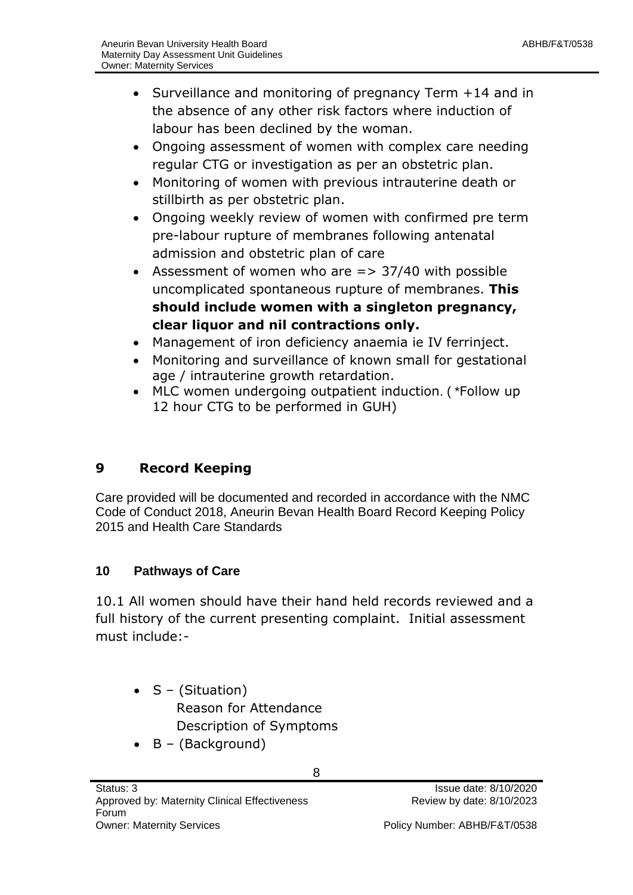- Surveillance and monitoring of pregnancy Term +14 and in the absence of any other risk factors where induction of labour has been declined by the woman.
- Ongoing assessment of women with complex care needing regular CTG or investigation as per an obstetric plan.
- Monitoring of women with previous intrauterine death or stillbirth as per obstetric plan.
- Ongoing weekly review of women with confirmed pre term pre-labour rupture of membranes following antenatal admission and obstetric plan of care
- Assessment of women who are => 37/40 with possible uncomplicated spontaneous rupture of membranes. **This should include women with a singleton pregnancy, clear liquor and nil contractions only.**
- Management of iron deficiency anaemia ie IV ferrinject.
- Monitoring and surveillance of known small for gestational age / intrauterine growth retardation.
- MLC women undergoing outpatient induction. ( *Follow up 12 hour CTG to be performed in GUH)

## 9 Record Keeping

Care provided will be documented and recorded in accordance with the NMC Code of Conduct 2018, Aneurin Bevan Health Board Record Keeping Policy 2015 and Health Care Standards

## 10 Pathways of Care

10.1 All women should have their hand held records reviewed and a full history of the current presenting complaint. Initial assessment must include:-

- S – (Situation)
  Reason for Attendance
  Description of Symptoms
- B – (Background)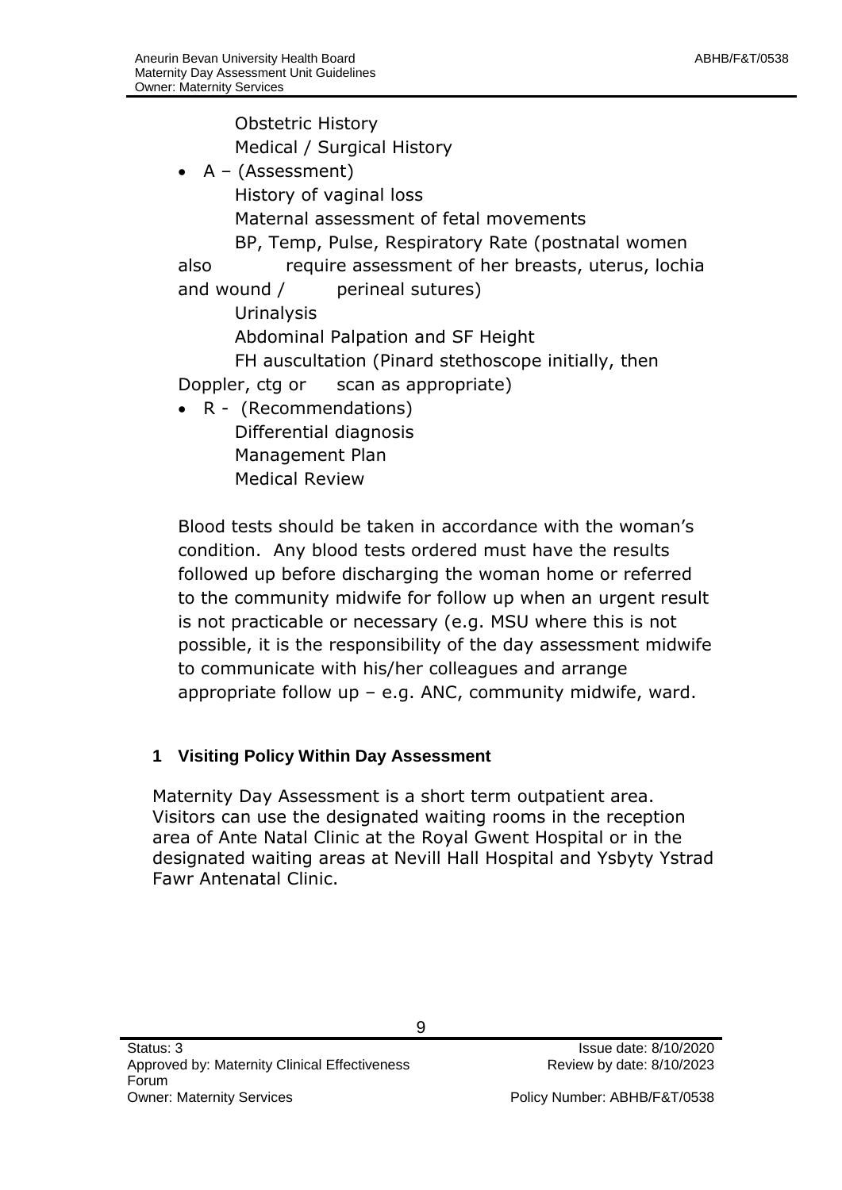Obstetric History
Medical / Surgical History

- A – (Assessment)
  History of vaginal loss
  Maternal assessment of fetal movements
  BP, Temp, Pulse, Respiratory Rate (postnatal women also require assessment of her breasts, uterus, lochia and wound / perineal sutures)
  Urinalysis
  Abdominal Palpation and SF Height
  FH auscultation (Pinard stethoscope initially, then Doppler, ctg or scan as appropriate)
- R - (Recommendations)
  Differential diagnosis
  Management Plan
  Medical Review

Blood tests should be taken in accordance with the woman's condition. Any blood tests ordered must have the results followed up before discharging the woman home or referred to the community midwife for follow up when an urgent result is not practicable or necessary (e.g. MSU where this is not possible, it is the responsibility of the day assessment midwife to communicate with his/her colleagues and arrange appropriate follow up – e.g. ANC, community midwife, ward.

### 1 Visiting Policy Within Day Assessment

Maternity Day Assessment is a short term outpatient area. Visitors can use the designated waiting rooms in the reception area of Ante Natal Clinic at the Royal Gwent Hospital or in the designated waiting areas at Nevill Hall Hospital and Ysbyty Ystrad Fawr Antenatal Clinic.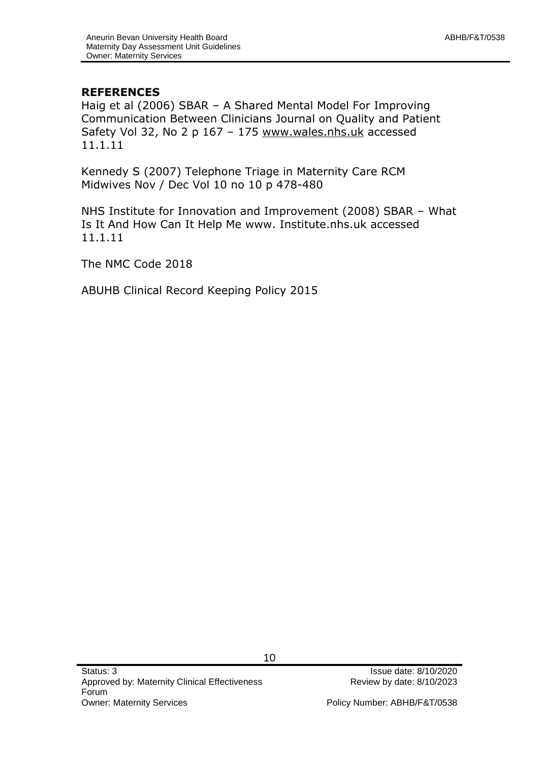## REFERENCES

Haig et al (2006) SBAR – A Shared Mental Model For Improving Communication Between Clinicians Journal on Quality and Patient Safety Vol 32, No 2 p 167 – 175 www.wales.nhs.uk accessed 11.1.11

Kennedy S (2007) Telephone Triage in Maternity Care RCM Midwives Nov / Dec Vol 10 no 10 p 478-480

NHS Institute for Innovation and Improvement (2008) SBAR – What Is It And How Can It Help Me www. Institute.nhs.uk accessed 11.1.11

The NMC Code 2018

ABUHB Clinical Record Keeping Policy 2015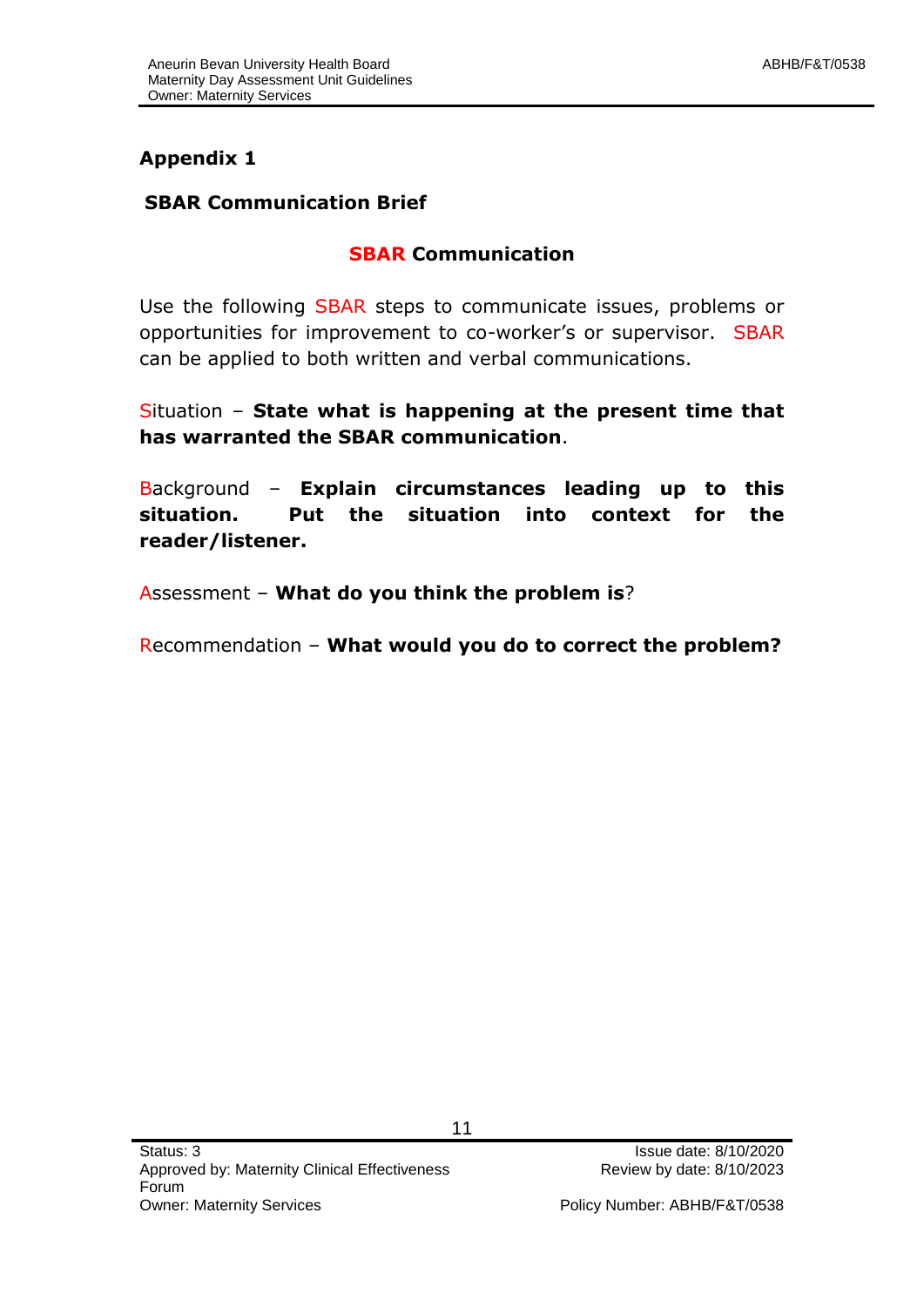**Appendix 1**

**SBAR Communication Brief**

## SBAR Communication

Use the following SBAR steps to communicate issues, problems or opportunities for improvement to co-worker's or supervisor. SBAR can be applied to both written and verbal communications.

Situation – **State what is happening at the present time that has warranted the SBAR communication**.

Background – **Explain circumstances leading up to this situation. Put the situation into context for the reader/listener.**

Assessment – **What do you think the problem is**?

Recommendation – **What would you do to correct the problem?**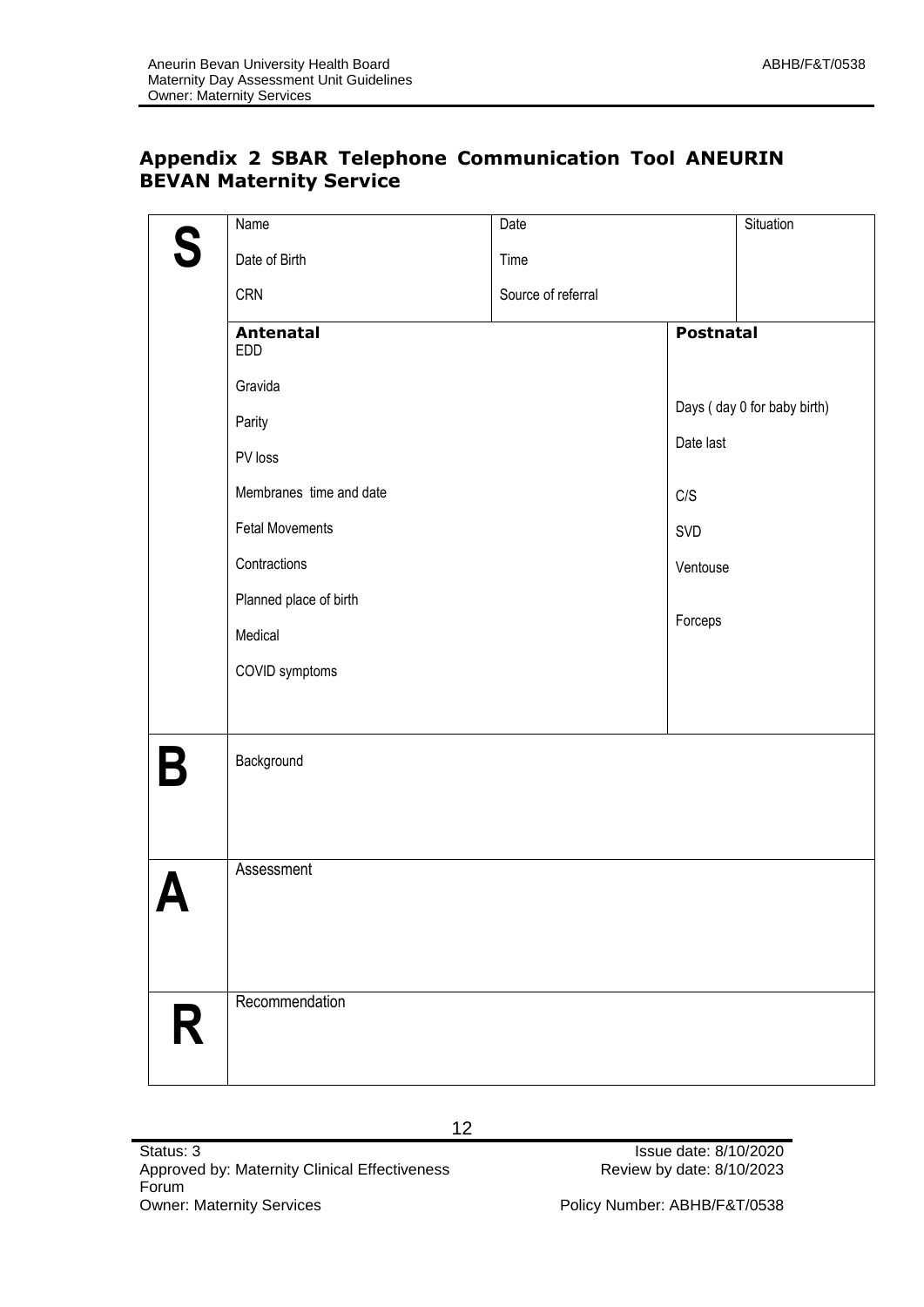## Appendix 2 SBAR Telephone Communication Tool ANEURIN BEVAN Maternity Service

| | | | |
|---|---|---|---|
| **S** | Name<br>Date of Birth<br>CRN | Date<br>Time<br>Source of referral | Situation |
| | **Antenatal**<br>EDD<br>Gravida<br>Parity<br>PV loss<br>Membranes time and date<br>Fetal Movements<br>Contractions<br>Planned place of birth<br>Medical<br>COVID symptoms | | **Postnatal**<br>Days ( day 0 for baby birth)<br>Date last<br>C/S<br>SVD<br>Ventouse<br>Forceps |
| **B** | Background | | |
| **A** | Assessment | | |
| **R** | Recommendation | | |

Status: 3
Approved by: Maternity Clinical Effectiveness Forum
Owner: Maternity Services

Issue date: 8/10/2020
Review by date: 8/10/2023
Policy Number: ABHB/F&T/0538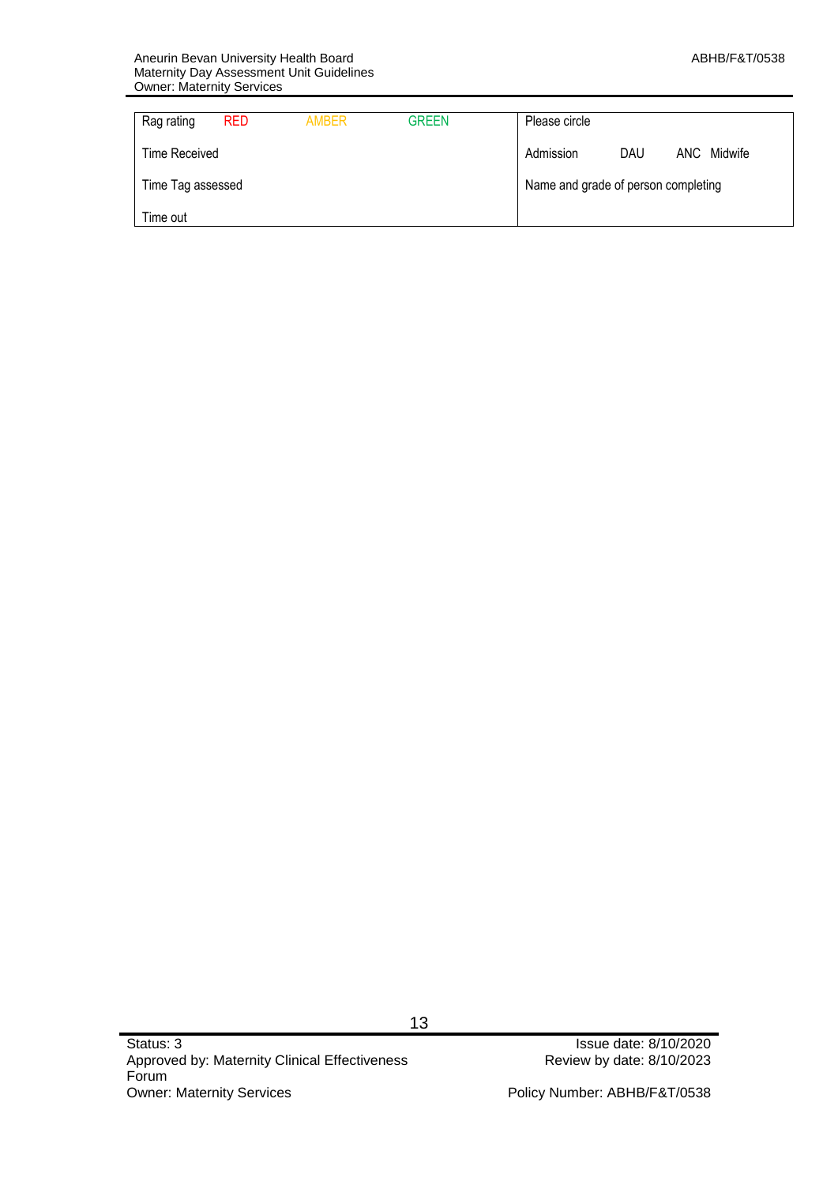| | |
|---|---|
| Rag rating RED AMBER GREEN | Please circle |
| Time Received | Admission DAU ANC Midwife |
| Time Tag assessed | Name and grade of person completing |
| Time out | |